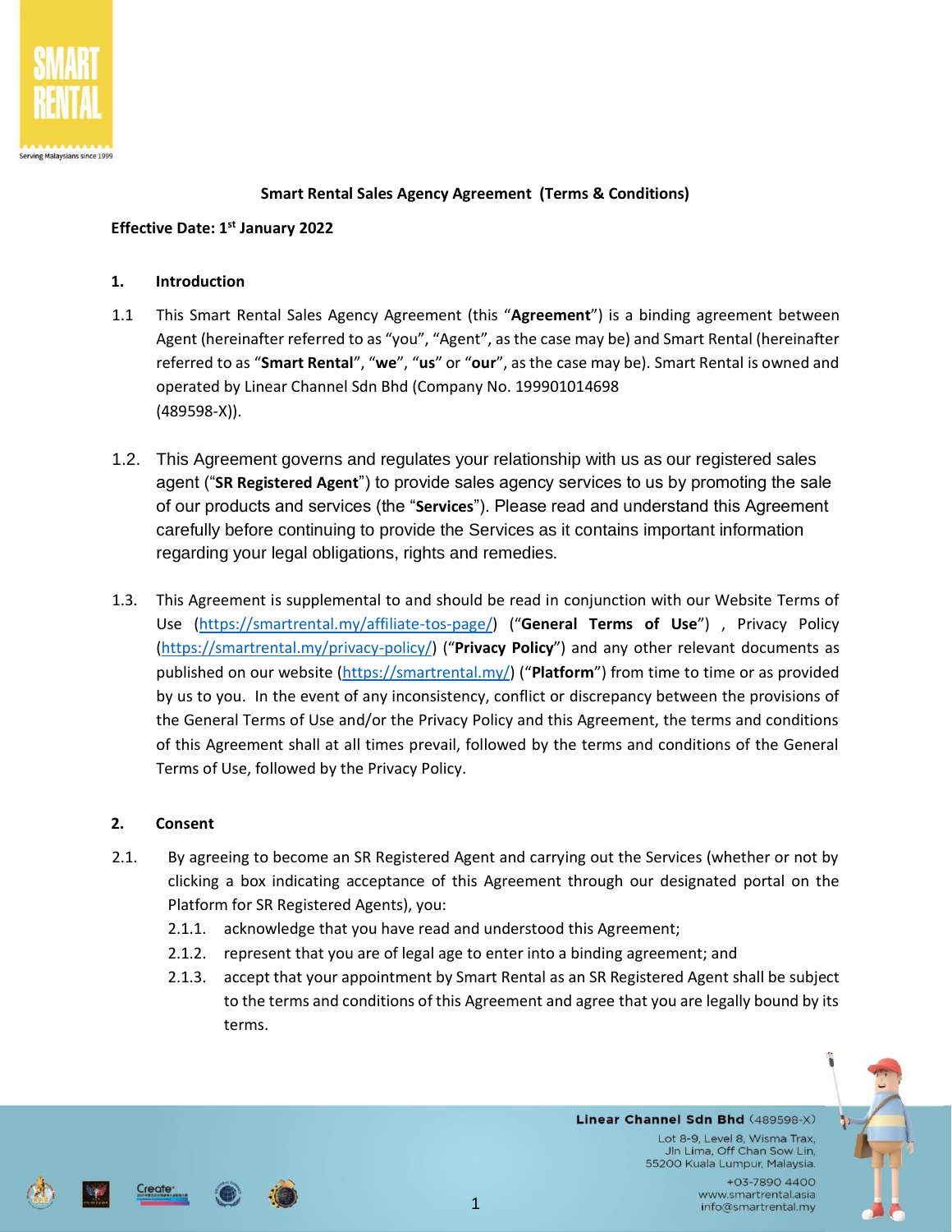**Smart Rental Sales Agency Agreement (Terms & Conditions)**

**Effective Date: 1st January 2022**

## 1. Introduction

1.1 This Smart Rental Sales Agency Agreement (this "**Agreement**") is a binding agreement between Agent (hereinafter referred to as "you", "Agent", as the case may be) and Smart Rental (hereinafter referred to as "**Smart Rental**", "**we**", "**us**" or "**our**", as the case may be). Smart Rental is owned and operated by Linear Channel Sdn Bhd (Company No. 199901014698 (489598-X)).

1.2. This Agreement governs and regulates your relationship with us as our registered sales agent ("**SR Registered Agent**") to provide sales agency services to us by promoting the sale of our products and services (the "**Services**"). Please read and understand this Agreement carefully before continuing to provide the Services as it contains important information regarding your legal obligations, rights and remedies.

1.3. This Agreement is supplemental to and should be read in conjunction with our Website Terms of Use (https://smartrental.my/affiliate-tos-page/) ("**General Terms of Use**") , Privacy Policy (https://smartrental.my/privacy-policy/) ("**Privacy Policy**") and any other relevant documents as published on our website (https://smartrental.my/) ("**Platform**") from time to time or as provided by us to you. In the event of any inconsistency, conflict or discrepancy between the provisions of the General Terms of Use and/or the Privacy Policy and this Agreement, the terms and conditions of this Agreement shall at all times prevail, followed by the terms and conditions of the General Terms of Use, followed by the Privacy Policy.

## 2. Consent

2.1. By agreeing to become an SR Registered Agent and carrying out the Services (whether or not by clicking a box indicating acceptance of this Agreement through our designated portal on the Platform for SR Registered Agents), you:

2.1.1. acknowledge that you have read and understood this Agreement;

2.1.2. represent that you are of legal age to enter into a binding agreement; and

2.1.3. accept that your appointment by Smart Rental as an SR Registered Agent shall be subject to the terms and conditions of this Agreement and agree that you are legally bound by its terms.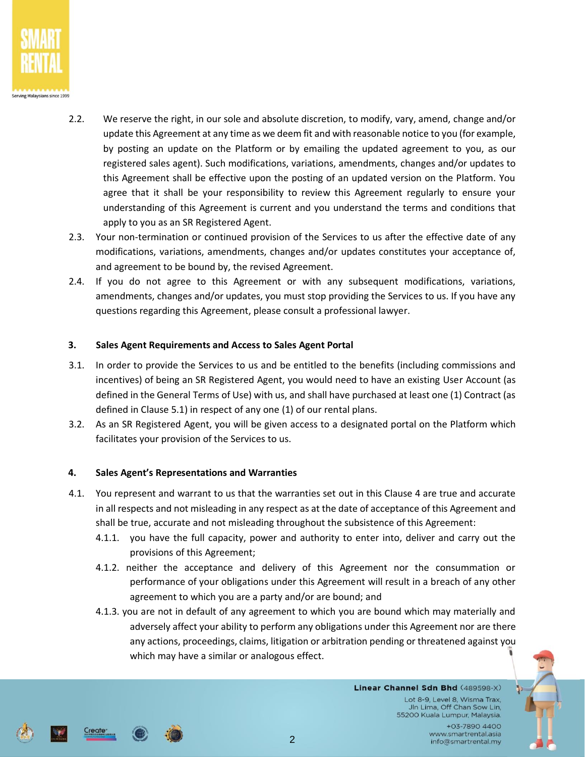2.2. We reserve the right, in our sole and absolute discretion, to modify, vary, amend, change and/or update this Agreement at any time as we deem fit and with reasonable notice to you (for example, by posting an update on the Platform or by emailing the updated agreement to you, as our registered sales agent). Such modifications, variations, amendments, changes and/or updates to this Agreement shall be effective upon the posting of an updated version on the Platform. You agree that it shall be your responsibility to review this Agreement regularly to ensure your understanding of this Agreement is current and you understand the terms and conditions that apply to you as an SR Registered Agent.

2.3. Your non-termination or continued provision of the Services to us after the effective date of any modifications, variations, amendments, changes and/or updates constitutes your acceptance of, and agreement to be bound by, the revised Agreement.

2.4. If you do not agree to this Agreement or with any subsequent modifications, variations, amendments, changes and/or updates, you must stop providing the Services to us. If you have any questions regarding this Agreement, please consult a professional lawyer.

**3. Sales Agent Requirements and Access to Sales Agent Portal**

3.1. In order to provide the Services to us and be entitled to the benefits (including commissions and incentives) of being an SR Registered Agent, you would need to have an existing User Account (as defined in the General Terms of Use) with us, and shall have purchased at least one (1) Contract (as defined in Clause 5.1) in respect of any one (1) of our rental plans.

3.2. As an SR Registered Agent, you will be given access to a designated portal on the Platform which facilitates your provision of the Services to us.

**4. Sales Agent's Representations and Warranties**

4.1. You represent and warrant to us that the warranties set out in this Clause 4 are true and accurate in all respects and not misleading in any respect as at the date of acceptance of this Agreement and shall be true, accurate and not misleading throughout the subsistence of this Agreement:

4.1.1. you have the full capacity, power and authority to enter into, deliver and carry out the provisions of this Agreement;

4.1.2. neither the acceptance and delivery of this Agreement nor the consummation or performance of your obligations under this Agreement will result in a breach of any other agreement to which you are a party and/or are bound; and

4.1.3. you are not in default of any agreement to which you are bound which may materially and adversely affect your ability to perform any obligations under this Agreement nor are there any actions, proceedings, claims, litigation or arbitration pending or threatened against you which may have a similar or analogous effect.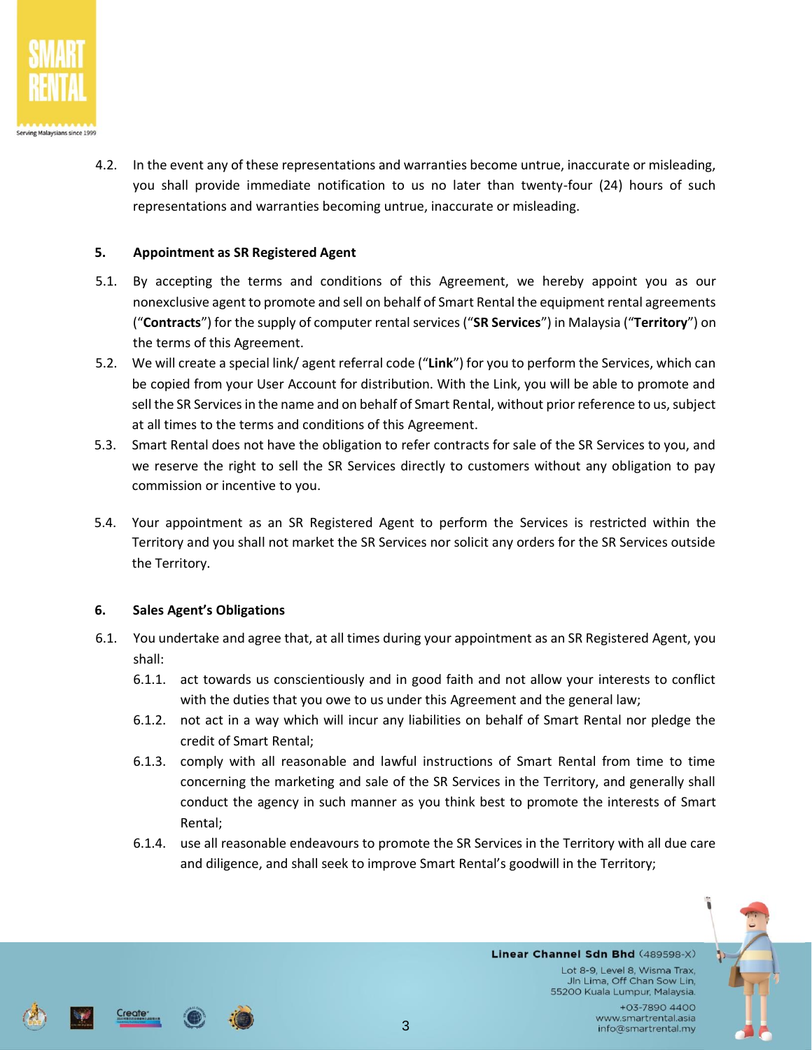4.2. In the event any of these representations and warranties become untrue, inaccurate or misleading, you shall provide immediate notification to us no later than twenty-four (24) hours of such representations and warranties becoming untrue, inaccurate or misleading.

## 5. Appointment as SR Registered Agent

5.1. By accepting the terms and conditions of this Agreement, we hereby appoint you as our nonexclusive agent to promote and sell on behalf of Smart Rental the equipment rental agreements ("**Contracts**") for the supply of computer rental services ("**SR Services**") in Malaysia ("**Territory**") on the terms of this Agreement.

5.2. We will create a special link/ agent referral code ("**Link**") for you to perform the Services, which can be copied from your User Account for distribution. With the Link, you will be able to promote and sell the SR Services in the name and on behalf of Smart Rental, without prior reference to us, subject at all times to the terms and conditions of this Agreement.

5.3. Smart Rental does not have the obligation to refer contracts for sale of the SR Services to you, and we reserve the right to sell the SR Services directly to customers without any obligation to pay commission or incentive to you.

5.4. Your appointment as an SR Registered Agent to perform the Services is restricted within the Territory and you shall not market the SR Services nor solicit any orders for the SR Services outside the Territory.

## 6. Sales Agent's Obligations

6.1. You undertake and agree that, at all times during your appointment as an SR Registered Agent, you shall:

6.1.1. act towards us conscientiously and in good faith and not allow your interests to conflict with the duties that you owe to us under this Agreement and the general law;

6.1.2. not act in a way which will incur any liabilities on behalf of Smart Rental nor pledge the credit of Smart Rental;

6.1.3. comply with all reasonable and lawful instructions of Smart Rental from time to time concerning the marketing and sale of the SR Services in the Territory, and generally shall conduct the agency in such manner as you think best to promote the interests of Smart Rental;

6.1.4. use all reasonable endeavours to promote the SR Services in the Territory with all due care and diligence, and shall seek to improve Smart Rental's goodwill in the Territory;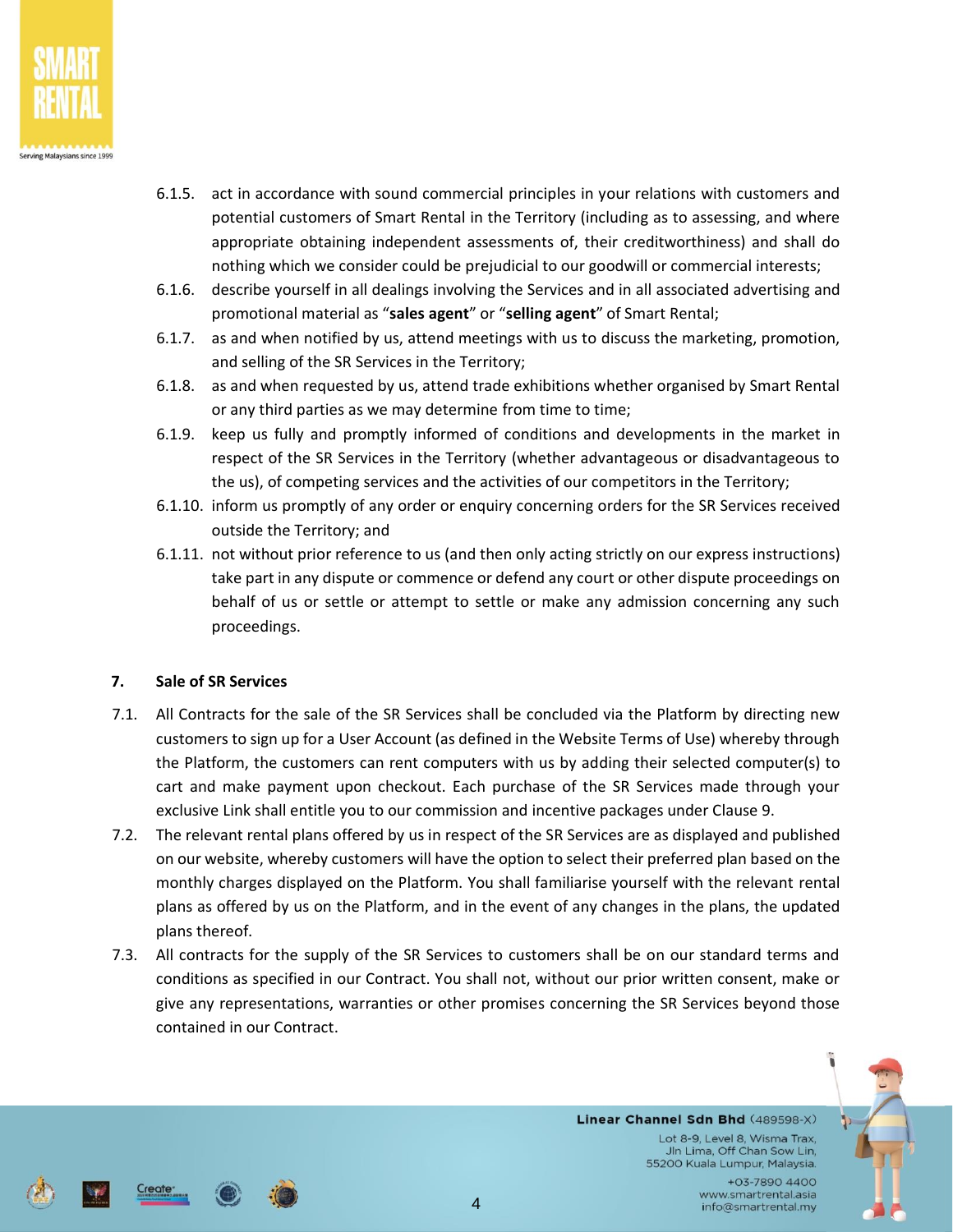6.1.5. act in accordance with sound commercial principles in your relations with customers and potential customers of Smart Rental in the Territory (including as to assessing, and where appropriate obtaining independent assessments of, their creditworthiness) and shall do nothing which we consider could be prejudicial to our goodwill or commercial interests;

6.1.6. describe yourself in all dealings involving the Services and in all associated advertising and promotional material as "**sales agent**" or "**selling agent**" of Smart Rental;

6.1.7. as and when notified by us, attend meetings with us to discuss the marketing, promotion, and selling of the SR Services in the Territory;

6.1.8. as and when requested by us, attend trade exhibitions whether organised by Smart Rental or any third parties as we may determine from time to time;

6.1.9. keep us fully and promptly informed of conditions and developments in the market in respect of the SR Services in the Territory (whether advantageous or disadvantageous to the us), of competing services and the activities of our competitors in the Territory;

6.1.10. inform us promptly of any order or enquiry concerning orders for the SR Services received outside the Territory; and

6.1.11. not without prior reference to us (and then only acting strictly on our express instructions) take part in any dispute or commence or defend any court or other dispute proceedings on behalf of us or settle or attempt to settle or make any admission concerning any such proceedings.

## 7. Sale of SR Services

7.1. All Contracts for the sale of the SR Services shall be concluded via the Platform by directing new customers to sign up for a User Account (as defined in the Website Terms of Use) whereby through the Platform, the customers can rent computers with us by adding their selected computer(s) to cart and make payment upon checkout. Each purchase of the SR Services made through your exclusive Link shall entitle you to our commission and incentive packages under Clause 9.

7.2. The relevant rental plans offered by us in respect of the SR Services are as displayed and published on our website, whereby customers will have the option to select their preferred plan based on the monthly charges displayed on the Platform. You shall familiarise yourself with the relevant rental plans as offered by us on the Platform, and in the event of any changes in the plans, the updated plans thereof.

7.3. All contracts for the supply of the SR Services to customers shall be on our standard terms and conditions as specified in our Contract. You shall not, without our prior written consent, make or give any representations, warranties or other promises concerning the SR Services beyond those contained in our Contract.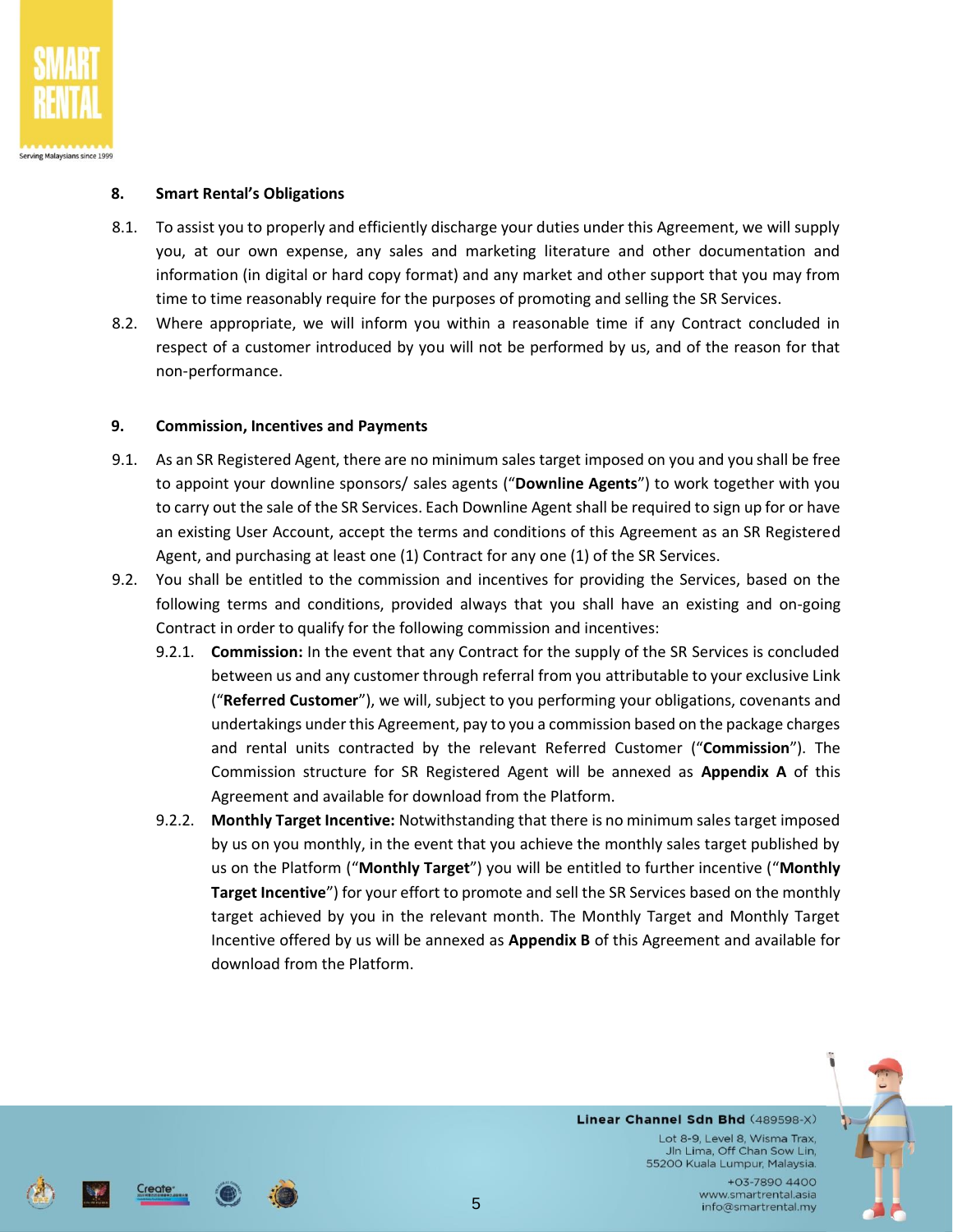## 8. Smart Rental's Obligations

8.1. To assist you to properly and efficiently discharge your duties under this Agreement, we will supply you, at our own expense, any sales and marketing literature and other documentation and information (in digital or hard copy format) and any market and other support that you may from time to time reasonably require for the purposes of promoting and selling the SR Services.

8.2. Where appropriate, we will inform you within a reasonable time if any Contract concluded in respect of a customer introduced by you will not be performed by us, and of the reason for that non-performance.

## 9. Commission, Incentives and Payments

9.1. As an SR Registered Agent, there are no minimum sales target imposed on you and you shall be free to appoint your downline sponsors/ sales agents ("**Downline Agents**") to work together with you to carry out the sale of the SR Services. Each Downline Agent shall be required to sign up for or have an existing User Account, accept the terms and conditions of this Agreement as an SR Registered Agent, and purchasing at least one (1) Contract for any one (1) of the SR Services.

9.2. You shall be entitled to the commission and incentives for providing the Services, based on the following terms and conditions, provided always that you shall have an existing and on-going Contract in order to qualify for the following commission and incentives:

9.2.1. **Commission:** In the event that any Contract for the supply of the SR Services is concluded between us and any customer through referral from you attributable to your exclusive Link ("**Referred Customer**"), we will, subject to you performing your obligations, covenants and undertakings under this Agreement, pay to you a commission based on the package charges and rental units contracted by the relevant Referred Customer ("**Commission**"). The Commission structure for SR Registered Agent will be annexed as **Appendix A** of this Agreement and available for download from the Platform.

9.2.2. **Monthly Target Incentive:** Notwithstanding that there is no minimum sales target imposed by us on you monthly, in the event that you achieve the monthly sales target published by us on the Platform ("**Monthly Target**") you will be entitled to further incentive ("**Monthly Target Incentive**") for your effort to promote and sell the SR Services based on the monthly target achieved by you in the relevant month. The Monthly Target and Monthly Target Incentive offered by us will be annexed as **Appendix B** of this Agreement and available for download from the Platform.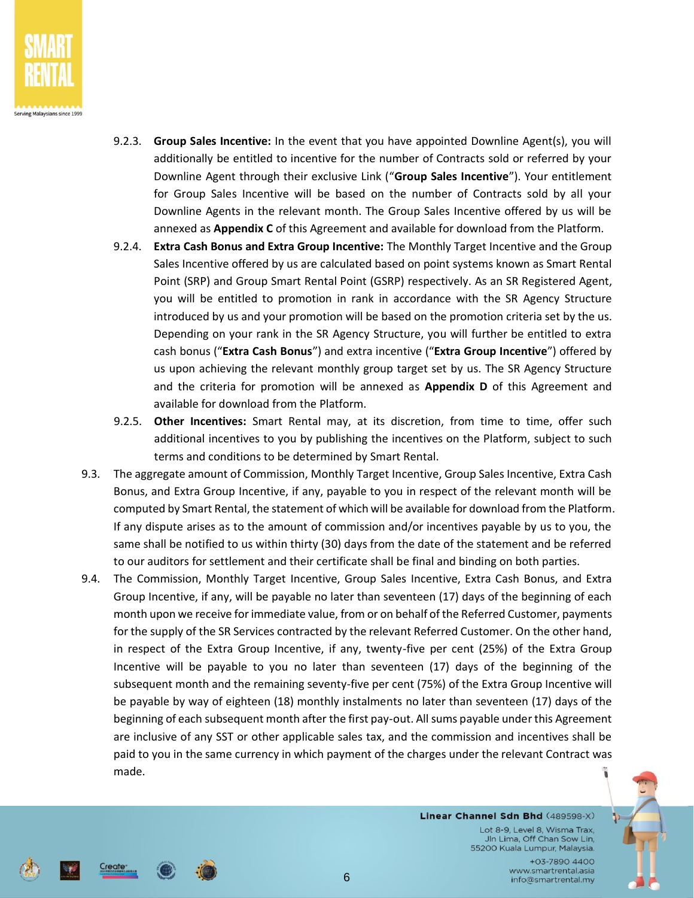9.2.3. **Group Sales Incentive:** In the event that you have appointed Downline Agent(s), you will additionally be entitled to incentive for the number of Contracts sold or referred by your Downline Agent through their exclusive Link ("**Group Sales Incentive**"). Your entitlement for Group Sales Incentive will be based on the number of Contracts sold by all your Downline Agents in the relevant month. The Group Sales Incentive offered by us will be annexed as **Appendix C** of this Agreement and available for download from the Platform.

9.2.4. **Extra Cash Bonus and Extra Group Incentive:** The Monthly Target Incentive and the Group Sales Incentive offered by us are calculated based on point systems known as Smart Rental Point (SRP) and Group Smart Rental Point (GSRP) respectively. As an SR Registered Agent, you will be entitled to promotion in rank in accordance with the SR Agency Structure introduced by us and your promotion will be based on the promotion criteria set by the us. Depending on your rank in the SR Agency Structure, you will further be entitled to extra cash bonus ("**Extra Cash Bonus**") and extra incentive ("**Extra Group Incentive**") offered by us upon achieving the relevant monthly group target set by us. The SR Agency Structure and the criteria for promotion will be annexed as **Appendix D** of this Agreement and available for download from the Platform.

9.2.5. **Other Incentives:** Smart Rental may, at its discretion, from time to time, offer such additional incentives to you by publishing the incentives on the Platform, subject to such terms and conditions to be determined by Smart Rental.

9.3. The aggregate amount of Commission, Monthly Target Incentive, Group Sales Incentive, Extra Cash Bonus, and Extra Group Incentive, if any, payable to you in respect of the relevant month will be computed by Smart Rental, the statement of which will be available for download from the Platform. If any dispute arises as to the amount of commission and/or incentives payable by us to you, the same shall be notified to us within thirty (30) days from the date of the statement and be referred to our auditors for settlement and their certificate shall be final and binding on both parties.

9.4. The Commission, Monthly Target Incentive, Group Sales Incentive, Extra Cash Bonus, and Extra Group Incentive, if any, will be payable no later than seventeen (17) days of the beginning of each month upon we receive for immediate value, from or on behalf of the Referred Customer, payments for the supply of the SR Services contracted by the relevant Referred Customer. On the other hand, in respect of the Extra Group Incentive, if any, twenty-five per cent (25%) of the Extra Group Incentive will be payable to you no later than seventeen (17) days of the beginning of the subsequent month and the remaining seventy-five per cent (75%) of the Extra Group Incentive will be payable by way of eighteen (18) monthly instalments no later than seventeen (17) days of the beginning of each subsequent month after the first pay-out. All sums payable under this Agreement are inclusive of any SST or other applicable sales tax, and the commission and incentives shall be paid to you in the same currency in which payment of the charges under the relevant Contract was made.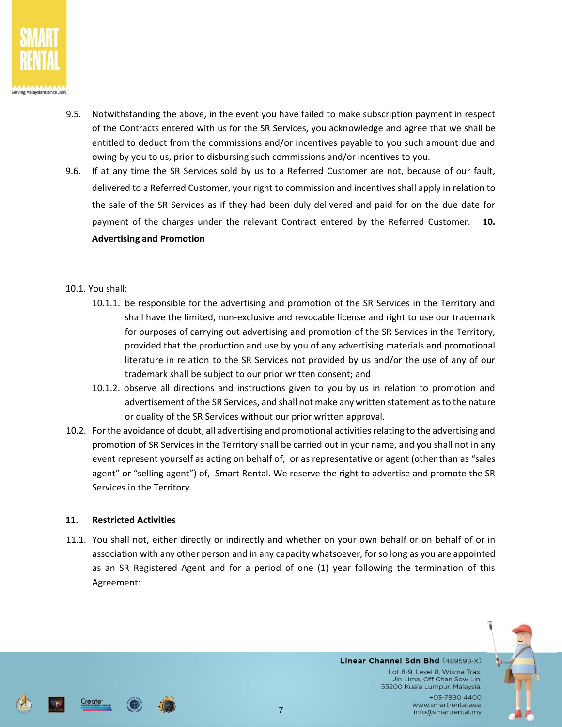9.5. Notwithstanding the above, in the event you have failed to make subscription payment in respect of the Contracts entered with us for the SR Services, you acknowledge and agree that we shall be entitled to deduct from the commissions and/or incentives payable to you such amount due and owing by you to us, prior to disbursing such commissions and/or incentives to you.

9.6. If at any time the SR Services sold by us to a Referred Customer are not, because of our fault, delivered to a Referred Customer, your right to commission and incentives shall apply in relation to the sale of the SR Services as if they had been duly delivered and paid for on the due date for payment of the charges under the relevant Contract entered by the Referred Customer.

## 10. Advertising and Promotion

10.1. You shall:

10.1.1. be responsible for the advertising and promotion of the SR Services in the Territory and shall have the limited, non-exclusive and revocable license and right to use our trademark for purposes of carrying out advertising and promotion of the SR Services in the Territory, provided that the production and use by you of any advertising materials and promotional literature in relation to the SR Services not provided by us and/or the use of any of our trademark shall be subject to our prior written consent; and

10.1.2. observe all directions and instructions given to you by us in relation to promotion and advertisement of the SR Services, and shall not make any written statement as to the nature or quality of the SR Services without our prior written approval.

10.2. For the avoidance of doubt, all advertising and promotional activities relating to the advertising and promotion of SR Services in the Territory shall be carried out in your name, and you shall not in any event represent yourself as acting on behalf of, or as representative or agent (other than as "sales agent" or "selling agent") of, Smart Rental. We reserve the right to advertise and promote the SR Services in the Territory.

## 11. Restricted Activities

11.1. You shall not, either directly or indirectly and whether on your own behalf or on behalf of or in association with any other person and in any capacity whatsoever, for so long as you are appointed as an SR Registered Agent and for a period of one (1) year following the termination of this Agreement: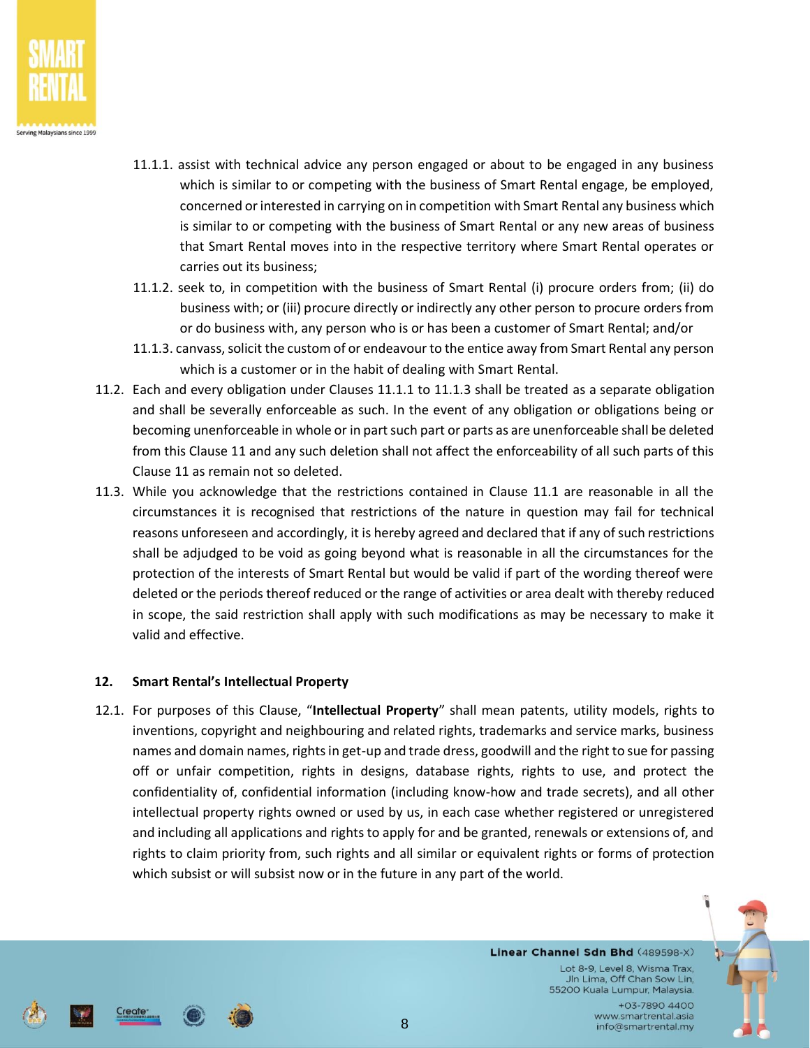11.1.1. assist with technical advice any person engaged or about to be engaged in any business which is similar to or competing with the business of Smart Rental engage, be employed, concerned or interested in carrying on in competition with Smart Rental any business which is similar to or competing with the business of Smart Rental or any new areas of business that Smart Rental moves into in the respective territory where Smart Rental operates or carries out its business;

11.1.2. seek to, in competition with the business of Smart Rental (i) procure orders from; (ii) do business with; or (iii) procure directly or indirectly any other person to procure orders from or do business with, any person who is or has been a customer of Smart Rental; and/or

11.1.3. canvass, solicit the custom of or endeavour to the entice away from Smart Rental any person which is a customer or in the habit of dealing with Smart Rental.

11.2. Each and every obligation under Clauses 11.1.1 to 11.1.3 shall be treated as a separate obligation and shall be severally enforceable as such. In the event of any obligation or obligations being or becoming unenforceable in whole or in part such part or parts as are unenforceable shall be deleted from this Clause 11 and any such deletion shall not affect the enforceability of all such parts of this Clause 11 as remain not so deleted.

11.3. While you acknowledge that the restrictions contained in Clause 11.1 are reasonable in all the circumstances it is recognised that restrictions of the nature in question may fail for technical reasons unforeseen and accordingly, it is hereby agreed and declared that if any of such restrictions shall be adjudged to be void as going beyond what is reasonable in all the circumstances for the protection of the interests of Smart Rental but would be valid if part of the wording thereof were deleted or the periods thereof reduced or the range of activities or area dealt with thereby reduced in scope, the said restriction shall apply with such modifications as may be necessary to make it valid and effective.

## 12. Smart Rental's Intellectual Property

12.1. For purposes of this Clause, "**Intellectual Property**" shall mean patents, utility models, rights to inventions, copyright and neighbouring and related rights, trademarks and service marks, business names and domain names, rights in get-up and trade dress, goodwill and the right to sue for passing off or unfair competition, rights in designs, database rights, rights to use, and protect the confidentiality of, confidential information (including know-how and trade secrets), and all other intellectual property rights owned or used by us, in each case whether registered or unregistered and including all applications and rights to apply for and be granted, renewals or extensions of, and rights to claim priority from, such rights and all similar or equivalent rights or forms of protection which subsist or will subsist now or in the future in any part of the world.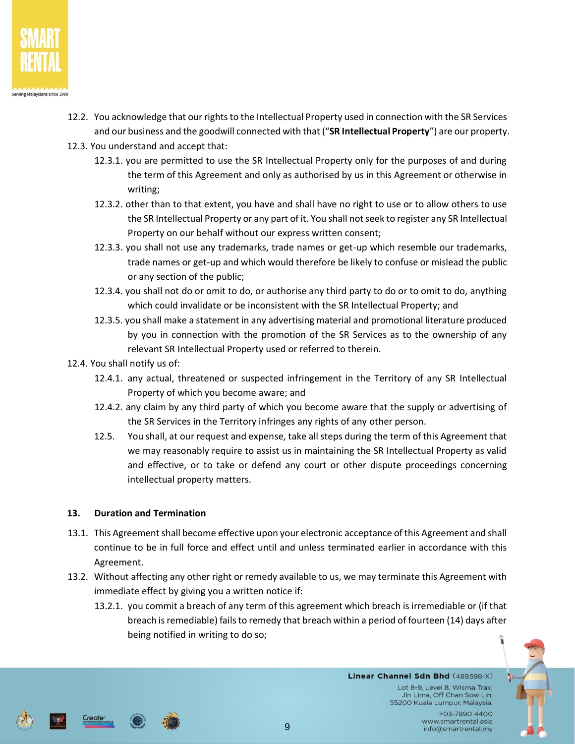12.2. You acknowledge that our rights to the Intellectual Property used in connection with the SR Services and our business and the goodwill connected with that ("**SR Intellectual Property**") are our property.

12.3. You understand and accept that:

12.3.1. you are permitted to use the SR Intellectual Property only for the purposes of and during the term of this Agreement and only as authorised by us in this Agreement or otherwise in writing;

12.3.2. other than to that extent, you have and shall have no right to use or to allow others to use the SR Intellectual Property or any part of it. You shall not seek to register any SR Intellectual Property on our behalf without our express written consent;

12.3.3. you shall not use any trademarks, trade names or get-up which resemble our trademarks, trade names or get-up and which would therefore be likely to confuse or mislead the public or any section of the public;

12.3.4. you shall not do or omit to do, or authorise any third party to do or to omit to do, anything which could invalidate or be inconsistent with the SR Intellectual Property; and

12.3.5. you shall make a statement in any advertising material and promotional literature produced by you in connection with the promotion of the SR Services as to the ownership of any relevant SR Intellectual Property used or referred to therein.

12.4. You shall notify us of:

12.4.1. any actual, threatened or suspected infringement in the Territory of any SR Intellectual Property of which you become aware; and

12.4.2. any claim by any third party of which you become aware that the supply or advertising of the SR Services in the Territory infringes any rights of any other person.

12.5. You shall, at our request and expense, take all steps during the term of this Agreement that we may reasonably require to assist us in maintaining the SR Intellectual Property as valid and effective, or to take or defend any court or other dispute proceedings concerning intellectual property matters.

## 13. Duration and Termination

13.1. This Agreement shall become effective upon your electronic acceptance of this Agreement and shall continue to be in full force and effect until and unless terminated earlier in accordance with this Agreement.

13.2. Without affecting any other right or remedy available to us, we may terminate this Agreement with immediate effect by giving you a written notice if:

13.2.1. you commit a breach of any term of this agreement which breach is irremediable or (if that breach is remediable) fails to remedy that breach within a period of fourteen (14) days after being notified in writing to do so;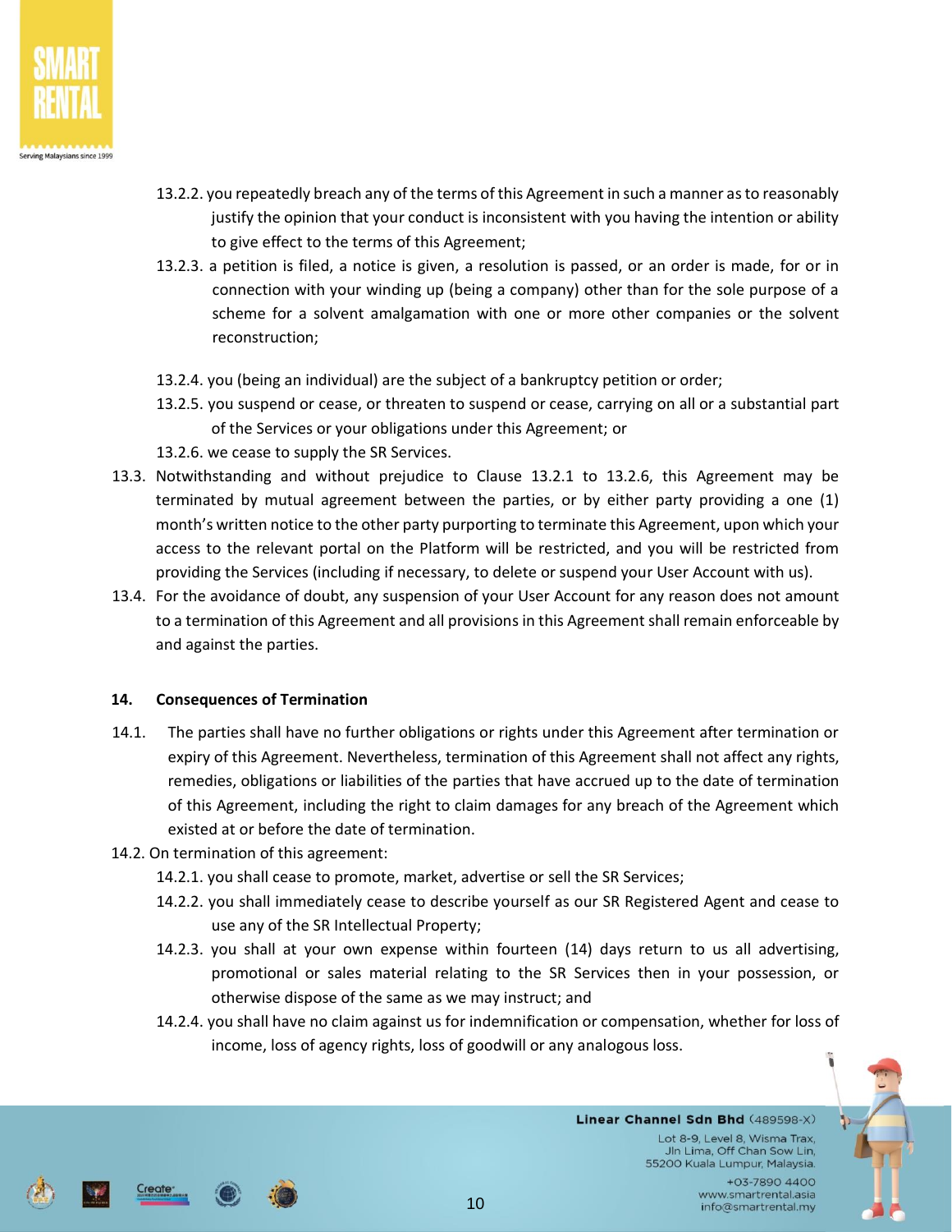13.2.2. you repeatedly breach any of the terms of this Agreement in such a manner as to reasonably justify the opinion that your conduct is inconsistent with you having the intention or ability to give effect to the terms of this Agreement;

13.2.3. a petition is filed, a notice is given, a resolution is passed, or an order is made, for or in connection with your winding up (being a company) other than for the sole purpose of a scheme for a solvent amalgamation with one or more other companies or the solvent reconstruction;

13.2.4. you (being an individual) are the subject of a bankruptcy petition or order;

13.2.5. you suspend or cease, or threaten to suspend or cease, carrying on all or a substantial part of the Services or your obligations under this Agreement; or

13.2.6. we cease to supply the SR Services.

13.3. Notwithstanding and without prejudice to Clause 13.2.1 to 13.2.6, this Agreement may be terminated by mutual agreement between the parties, or by either party providing a one (1) month's written notice to the other party purporting to terminate this Agreement, upon which your access to the relevant portal on the Platform will be restricted, and you will be restricted from providing the Services (including if necessary, to delete or suspend your User Account with us).

13.4. For the avoidance of doubt, any suspension of your User Account for any reason does not amount to a termination of this Agreement and all provisions in this Agreement shall remain enforceable by and against the parties.

**14. Consequences of Termination**

14.1. The parties shall have no further obligations or rights under this Agreement after termination or expiry of this Agreement. Nevertheless, termination of this Agreement shall not affect any rights, remedies, obligations or liabilities of the parties that have accrued up to the date of termination of this Agreement, including the right to claim damages for any breach of the Agreement which existed at or before the date of termination.

14.2. On termination of this agreement:

14.2.1. you shall cease to promote, market, advertise or sell the SR Services;

14.2.2. you shall immediately cease to describe yourself as our SR Registered Agent and cease to use any of the SR Intellectual Property;

14.2.3. you shall at your own expense within fourteen (14) days return to us all advertising, promotional or sales material relating to the SR Services then in your possession, or otherwise dispose of the same as we may instruct; and

14.2.4. you shall have no claim against us for indemnification or compensation, whether for loss of income, loss of agency rights, loss of goodwill or any analogous loss.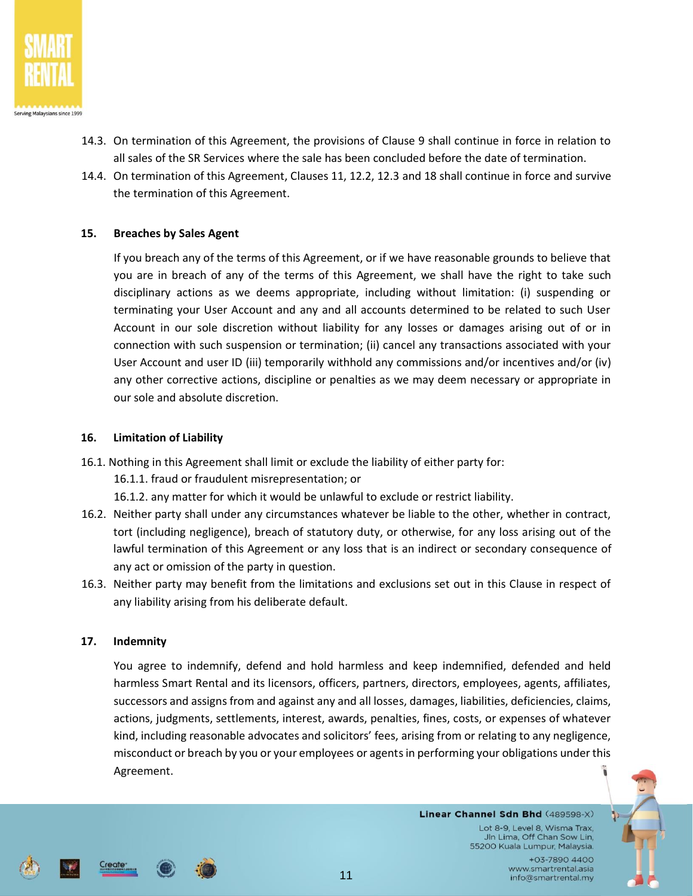14.3. On termination of this Agreement, the provisions of Clause 9 shall continue in force in relation to all sales of the SR Services where the sale has been concluded before the date of termination.

14.4. On termination of this Agreement, Clauses 11, 12.2, 12.3 and 18 shall continue in force and survive the termination of this Agreement.

## 15. Breaches by Sales Agent

If you breach any of the terms of this Agreement, or if we have reasonable grounds to believe that you are in breach of any of the terms of this Agreement, we shall have the right to take such disciplinary actions as we deems appropriate, including without limitation: (i) suspending or terminating your User Account and any and all accounts determined to be related to such User Account in our sole discretion without liability for any losses or damages arising out of or in connection with such suspension or termination; (ii) cancel any transactions associated with your User Account and user ID (iii) temporarily withhold any commissions and/or incentives and/or (iv) any other corrective actions, discipline or penalties as we may deem necessary or appropriate in our sole and absolute discretion.

## 16. Limitation of Liability

16.1. Nothing in this Agreement shall limit or exclude the liability of either party for:

16.1.1. fraud or fraudulent misrepresentation; or

16.1.2. any matter for which it would be unlawful to exclude or restrict liability.

16.2. Neither party shall under any circumstances whatever be liable to the other, whether in contract, tort (including negligence), breach of statutory duty, or otherwise, for any loss arising out of the lawful termination of this Agreement or any loss that is an indirect or secondary consequence of any act or omission of the party in question.

16.3. Neither party may benefit from the limitations and exclusions set out in this Clause in respect of any liability arising from his deliberate default.

## 17. Indemnity

You agree to indemnify, defend and hold harmless and keep indemnified, defended and held harmless Smart Rental and its licensors, officers, partners, directors, employees, agents, affiliates, successors and assigns from and against any and all losses, damages, liabilities, deficiencies, claims, actions, judgments, settlements, interest, awards, penalties, fines, costs, or expenses of whatever kind, including reasonable advocates and solicitors' fees, arising from or relating to any negligence, misconduct or breach by you or your employees or agents in performing your obligations under this Agreement.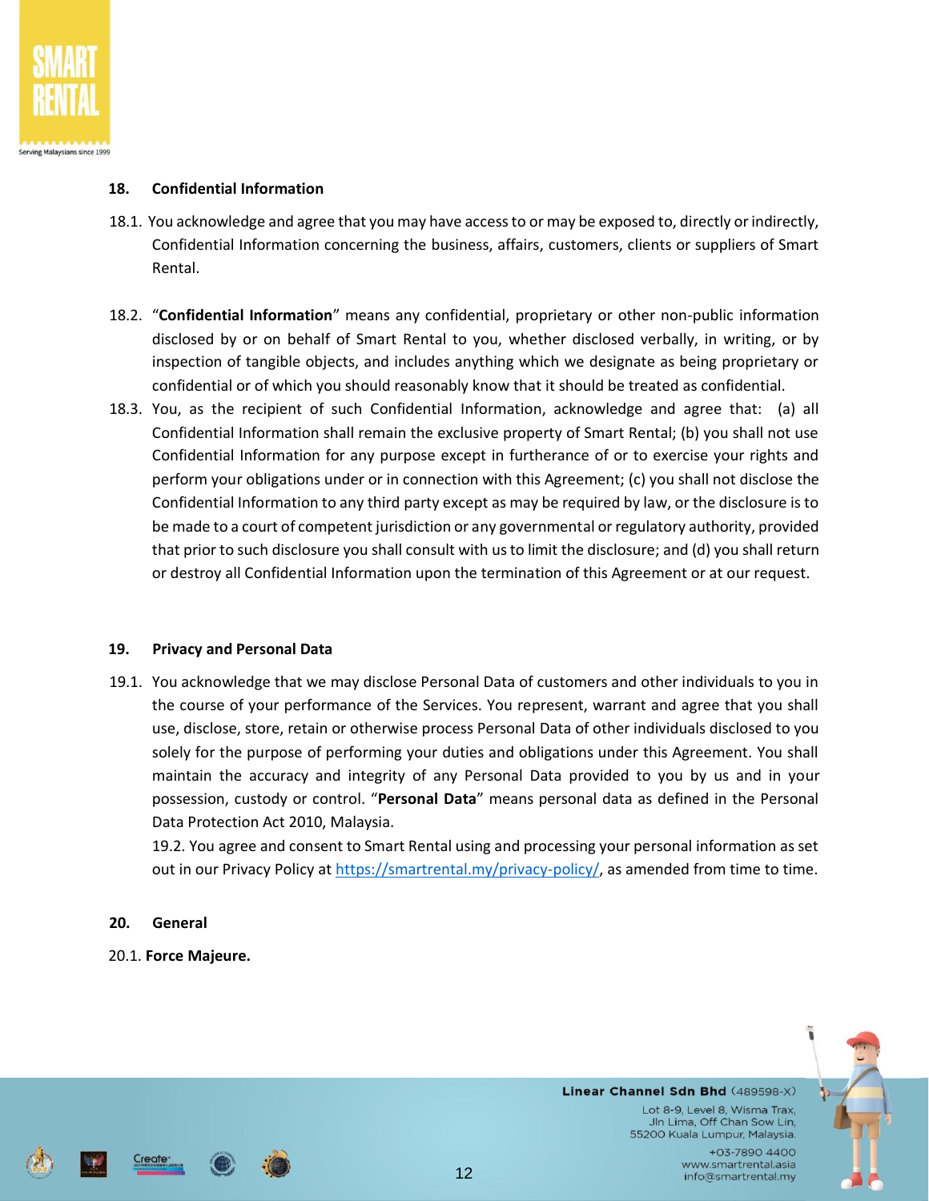## 18. Confidential Information

18.1. You acknowledge and agree that you may have access to or may be exposed to, directly or indirectly, Confidential Information concerning the business, affairs, customers, clients or suppliers of Smart Rental.

18.2. "**Confidential Information**" means any confidential, proprietary or other non-public information disclosed by or on behalf of Smart Rental to you, whether disclosed verbally, in writing, or by inspection of tangible objects, and includes anything which we designate as being proprietary or confidential or of which you should reasonably know that it should be treated as confidential.

18.3. You, as the recipient of such Confidential Information, acknowledge and agree that: (a) all Confidential Information shall remain the exclusive property of Smart Rental; (b) you shall not use Confidential Information for any purpose except in furtherance of or to exercise your rights and perform your obligations under or in connection with this Agreement; (c) you shall not disclose the Confidential Information to any third party except as may be required by law, or the disclosure is to be made to a court of competent jurisdiction or any governmental or regulatory authority, provided that prior to such disclosure you shall consult with us to limit the disclosure; and (d) you shall return or destroy all Confidential Information upon the termination of this Agreement or at our request.

## 19. Privacy and Personal Data

19.1. You acknowledge that we may disclose Personal Data of customers and other individuals to you in the course of your performance of the Services. You represent, warrant and agree that you shall use, disclose, store, retain or otherwise process Personal Data of other individuals disclosed to you solely for the purpose of performing your duties and obligations under this Agreement. You shall maintain the accuracy and integrity of any Personal Data provided to you by us and in your possession, custody or control. "**Personal Data**" means personal data as defined in the Personal Data Protection Act 2010, Malaysia.

19.2. You agree and consent to Smart Rental using and processing your personal information as set out in our Privacy Policy at https://smartrental.my/privacy-policy/, as amended from time to time.

## 20. General

20.1. **Force Majeure.**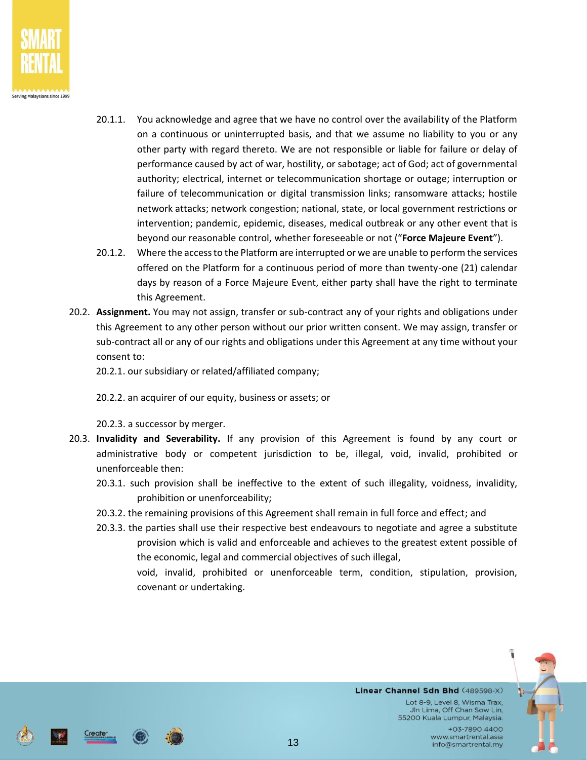20.1.1. You acknowledge and agree that we have no control over the availability of the Platform on a continuous or uninterrupted basis, and that we assume no liability to you or any other party with regard thereto. We are not responsible or liable for failure or delay of performance caused by act of war, hostility, or sabotage; act of God; act of governmental authority; electrical, internet or telecommunication shortage or outage; interruption or failure of telecommunication or digital transmission links; ransomware attacks; hostile network attacks; network congestion; national, state, or local government restrictions or intervention; pandemic, epidemic, diseases, medical outbreak or any other event that is beyond our reasonable control, whether foreseeable or not (“**Force Majeure Event**”).

20.1.2. Where the access to the Platform are interrupted or we are unable to perform the services offered on the Platform for a continuous period of more than twenty-one (21) calendar days by reason of a Force Majeure Event, either party shall have the right to terminate this Agreement.

20.2. **Assignment.** You may not assign, transfer or sub-contract any of your rights and obligations under this Agreement to any other person without our prior written consent. We may assign, transfer or sub-contract all or any of our rights and obligations under this Agreement at any time without your consent to:

20.2.1. our subsidiary or related/affiliated company;

20.2.2. an acquirer of our equity, business or assets; or

20.2.3. a successor by merger.

20.3. **Invalidity and Severability.** If any provision of this Agreement is found by any court or administrative body or competent jurisdiction to be, illegal, void, invalid, prohibited or unenforceable then:

20.3.1. such provision shall be ineffective to the extent of such illegality, voidness, invalidity, prohibition or unenforceability;

20.3.2. the remaining provisions of this Agreement shall remain in full force and effect; and

20.3.3. the parties shall use their respective best endeavours to negotiate and agree a substitute provision which is valid and enforceable and achieves to the greatest extent possible of the economic, legal and commercial objectives of such illegal, void, invalid, prohibited or unenforceable term, condition, stipulation, provision, covenant or undertaking.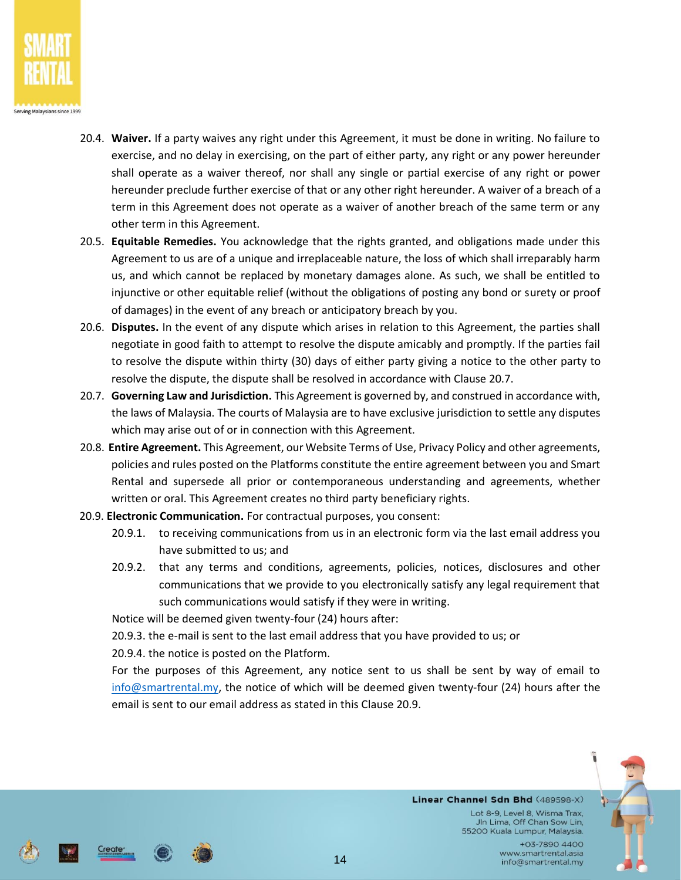20.4. **Waiver.** If a party waives any right under this Agreement, it must be done in writing. No failure to exercise, and no delay in exercising, on the part of either party, any right or any power hereunder shall operate as a waiver thereof, nor shall any single or partial exercise of any right or power hereunder preclude further exercise of that or any other right hereunder. A waiver of a breach of a term in this Agreement does not operate as a waiver of another breach of the same term or any other term in this Agreement.

20.5. **Equitable Remedies.** You acknowledge that the rights granted, and obligations made under this Agreement to us are of a unique and irreplaceable nature, the loss of which shall irreparably harm us, and which cannot be replaced by monetary damages alone. As such, we shall be entitled to injunctive or other equitable relief (without the obligations of posting any bond or surety or proof of damages) in the event of any breach or anticipatory breach by you.

20.6. **Disputes.** In the event of any dispute which arises in relation to this Agreement, the parties shall negotiate in good faith to attempt to resolve the dispute amicably and promptly. If the parties fail to resolve the dispute within thirty (30) days of either party giving a notice to the other party to resolve the dispute, the dispute shall be resolved in accordance with Clause 20.7.

20.7. **Governing Law and Jurisdiction.** This Agreement is governed by, and construed in accordance with, the laws of Malaysia. The courts of Malaysia are to have exclusive jurisdiction to settle any disputes which may arise out of or in connection with this Agreement.

20.8. **Entire Agreement.** This Agreement, our Website Terms of Use, Privacy Policy and other agreements, policies and rules posted on the Platforms constitute the entire agreement between you and Smart Rental and supersede all prior or contemporaneous understanding and agreements, whether written or oral. This Agreement creates no third party beneficiary rights.

20.9. **Electronic Communication.** For contractual purposes, you consent:

20.9.1. to receiving communications from us in an electronic form via the last email address you have submitted to us; and

20.9.2. that any terms and conditions, agreements, policies, notices, disclosures and other communications that we provide to you electronically satisfy any legal requirement that such communications would satisfy if they were in writing.

Notice will be deemed given twenty-four (24) hours after:

20.9.3. the e-mail is sent to the last email address that you have provided to us; or

20.9.4. the notice is posted on the Platform.

For the purposes of this Agreement, any notice sent to us shall be sent by way of email to info@smartrental.my, the notice of which will be deemed given twenty-four (24) hours after the email is sent to our email address as stated in this Clause 20.9.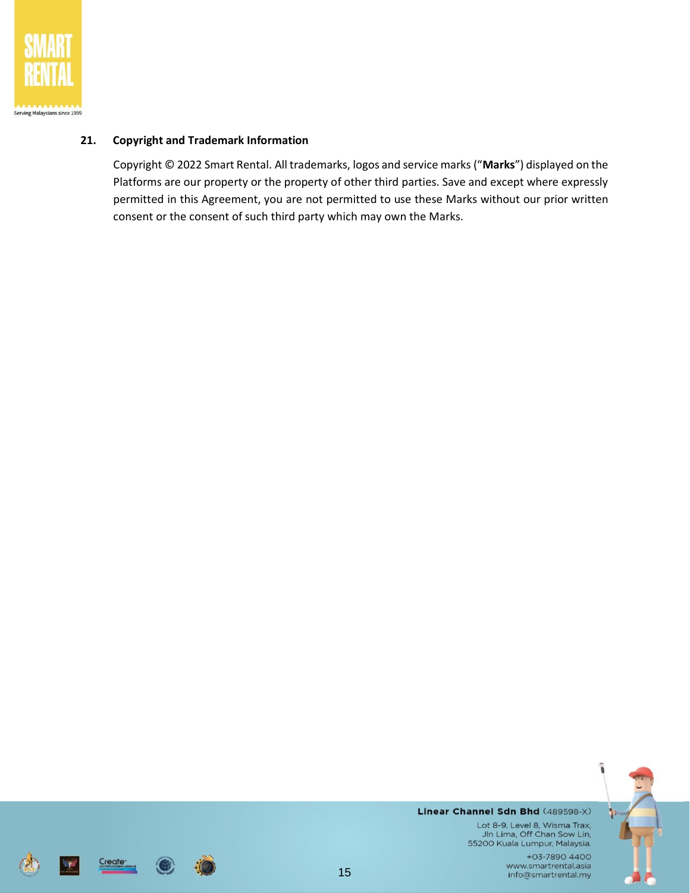## 21. Copyright and Trademark Information

Copyright © 2022 Smart Rental. All trademarks, logos and service marks ("**Marks**") displayed on the Platforms are our property or the property of other third parties. Save and except where expressly permitted in this Agreement, you are not permitted to use these Marks without our prior written consent or the consent of such third party which may own the Marks.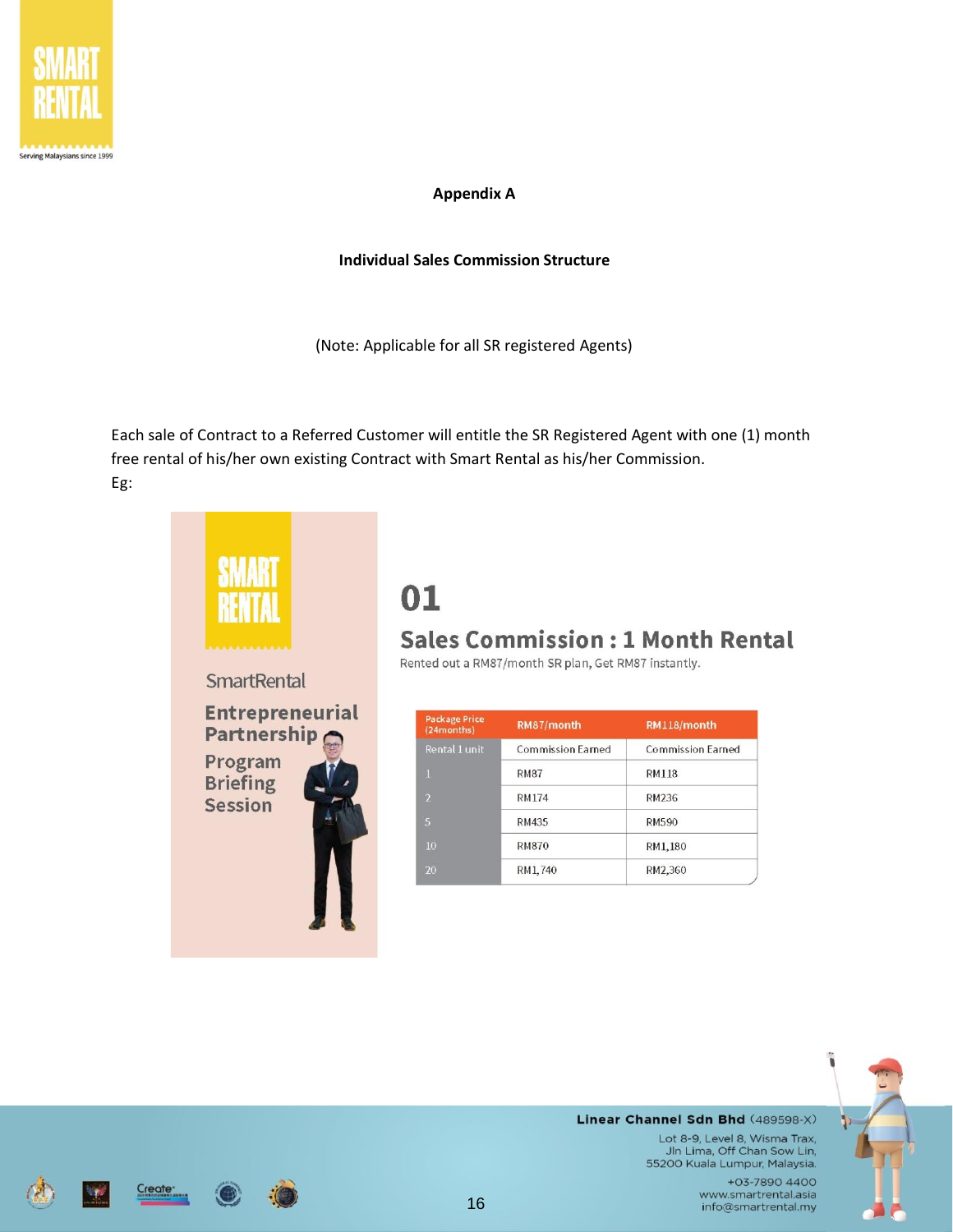## Appendix A

### Individual Sales Commission Structure

(Note: Applicable for all SR registered Agents)

Each sale of Contract to a Referred Customer will entitle the SR Registered Agent with one (1) month free rental of his/her own existing Contract with Smart Rental as his/her Commission.

Eg:

SMART RENTAL

SmartRental

Entrepreneurial Partnership Program Briefing Session

# 01

## Sales Commission : 1 Month Rental

Rented out a RM87/month SR plan, Get RM87 instantly.

| Package Price (24months) | RM87/month | RM118/month |
|---|---|---|
| Rental 1 unit | Commission Earned | Commission Earned |
| 1 | RM87 | RM118 |
| 2 | RM174 | RM236 |
| 5 | RM435 | RM590 |
| 10 | RM870 | RM1,180 |
| 20 | RM1,740 | RM2,360 |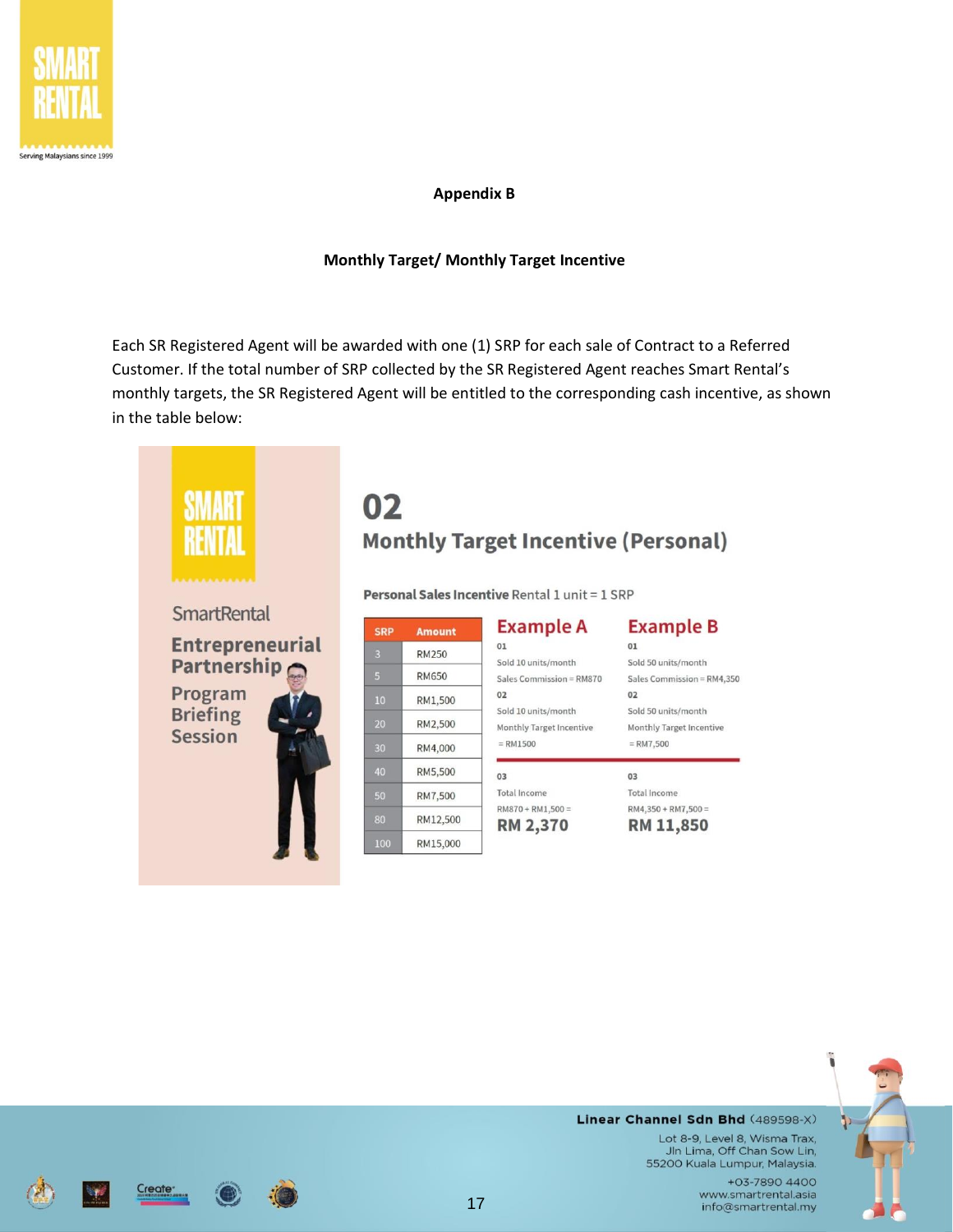**Appendix B**

**Monthly Target/ Monthly Target Incentive**

Each SR Registered Agent will be awarded with one (1) SRP for each sale of Contract to a Referred Customer. If the total number of SRP collected by the SR Registered Agent reaches Smart Rental's monthly targets, the SR Registered Agent will be entitled to the corresponding cash incentive, as shown in the table below:

SMART RENTAL

SmartRental

Entrepreneurial Partnership Program Briefing Session

## 02

## Monthly Target Incentive (Personal)

**Personal Sales Incentive** Rental 1 unit = 1 SRP

| SRP | Amount |
|---|---|
| 3 | RM250 |
| 5 | RM650 |
| 10 | RM1,500 |
| 20 | RM2,500 |
| 30 | RM4,000 |
| 40 | RM5,500 |
| 50 | RM7,500 |
| 80 | RM12,500 |
| 100 | RM15,000 |

### Example A

01

Sold 10 units/month

Sales Commission = RM870

02

Sold 10 units/month

Monthly Target Incentive

= RM1500

03

Total Income

RM870 + RM1,500 =

**RM 2,370**

### Example B

01

Sold 50 units/month

Sales Commission = RM4,350

02

Sold 50 units/month

Monthly Target Incentive

= RM7,500

03

Total Income

RM4,350 + RM7,500 =

**RM 11,850**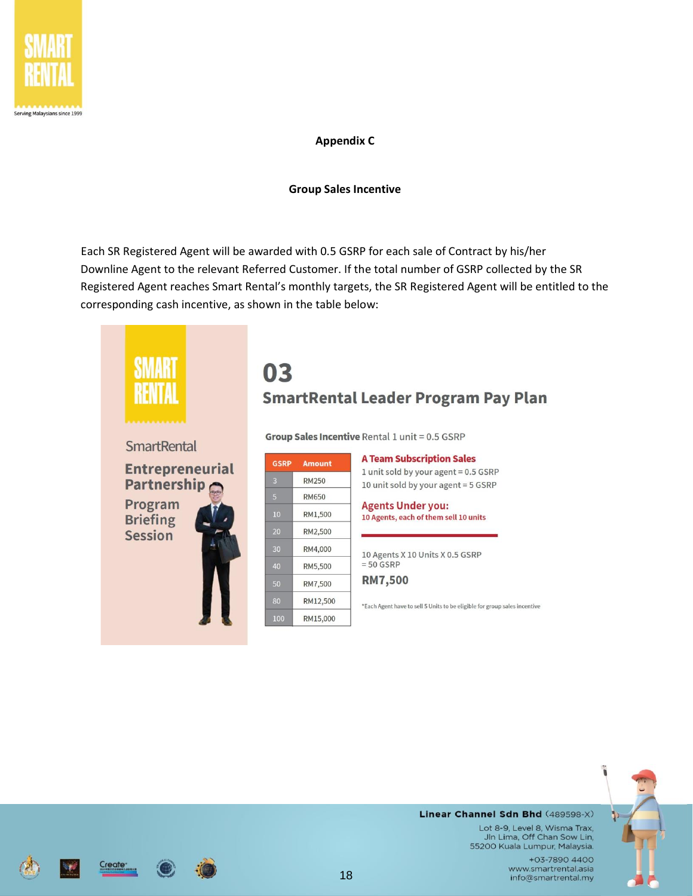**Appendix C**

**Group Sales Incentive**

Each SR Registered Agent will be awarded with 0.5 GSRP for each sale of Contract by his/her Downline Agent to the relevant Referred Customer. If the total number of GSRP collected by the SR Registered Agent reaches Smart Rental's monthly targets, the SR Registered Agent will be entitled to the corresponding cash incentive, as shown in the table below:

SMART RENTAL

SmartRental

**Entrepreneurial Partnership**

Program Briefing Session

# 03

## SmartRental Leader Program Pay Plan

**Group Sales Incentive** Rental 1 unit = 0.5 GSRP

| GSRP | Amount |
|---|---|
| 3 | RM250 |
| 5 | RM650 |
| 10 | RM1,500 |
| 20 | RM2,500 |
| 30 | RM4,000 |
| 40 | RM5,500 |
| 50 | RM7,500 |
| 80 | RM12,500 |
| 100 | RM15,000 |

**A Team Subscription Sales**

1 unit sold by your agent = 0.5 GSRP

10 unit sold by your agent = 5 GSRP

**Agents Under you:**

10 Agents, each of them sell 10 units

10 Agents X 10 Units X 0.5 GSRP
= 50 GSRP

**RM7,500**

*Each Agent have to sell 5 Units to be eligible for group sales incentive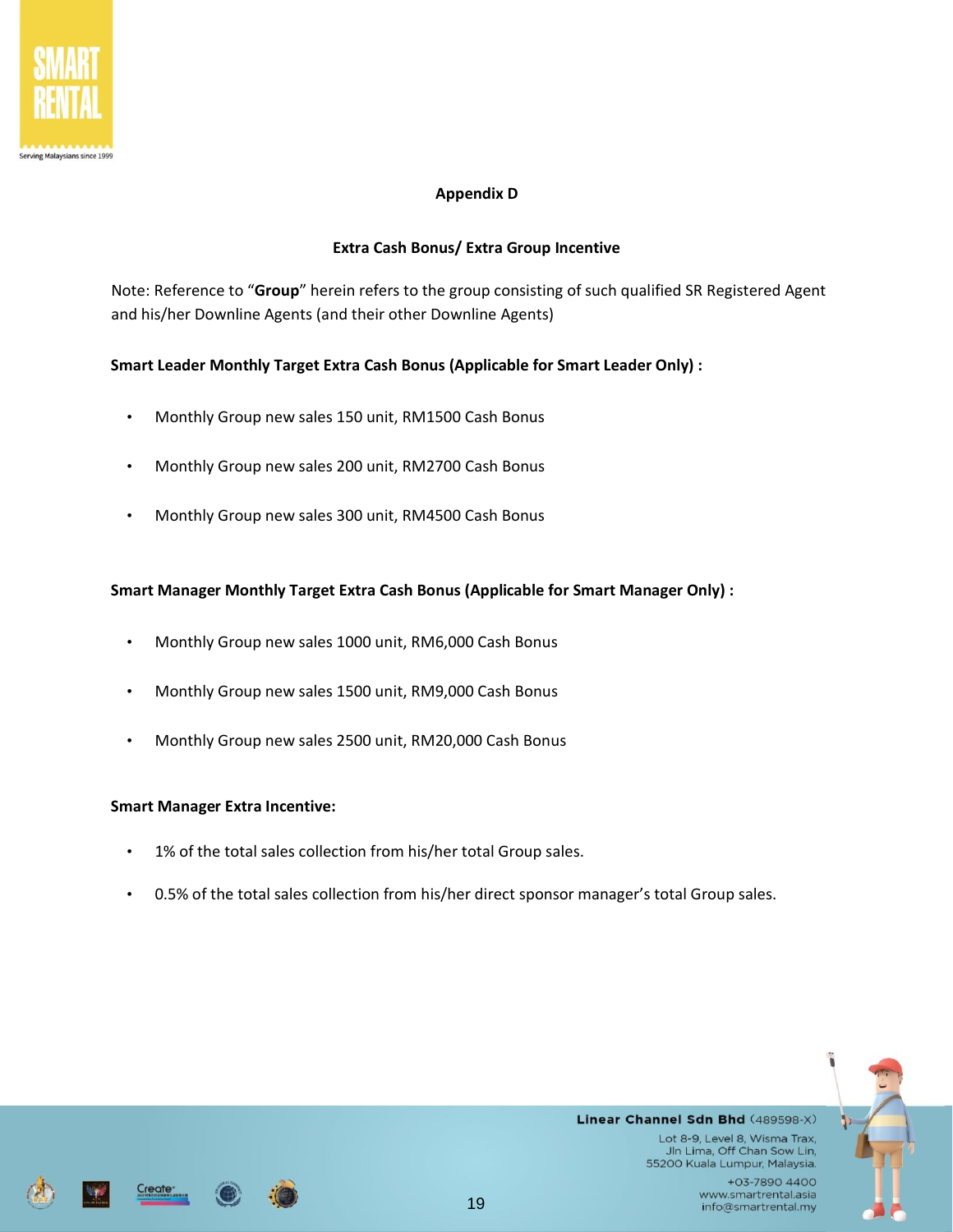## Appendix D

### Extra Cash Bonus/ Extra Group Incentive

Note: Reference to "**Group**" herein refers to the group consisting of such qualified SR Registered Agent and his/her Downline Agents (and their other Downline Agents)

**Smart Leader Monthly Target Extra Cash Bonus (Applicable for Smart Leader Only) :**

- Monthly Group new sales 150 unit, RM1500 Cash Bonus
- Monthly Group new sales 200 unit, RM2700 Cash Bonus
- Monthly Group new sales 300 unit, RM4500 Cash Bonus

**Smart Manager Monthly Target Extra Cash Bonus (Applicable for Smart Manager Only) :**

- Monthly Group new sales 1000 unit, RM6,000 Cash Bonus
- Monthly Group new sales 1500 unit, RM9,000 Cash Bonus
- Monthly Group new sales 2500 unit, RM20,000 Cash Bonus

**Smart Manager Extra Incentive:**

- 1% of the total sales collection from his/her total Group sales.
- 0.5% of the total sales collection from his/her direct sponsor manager's total Group sales.